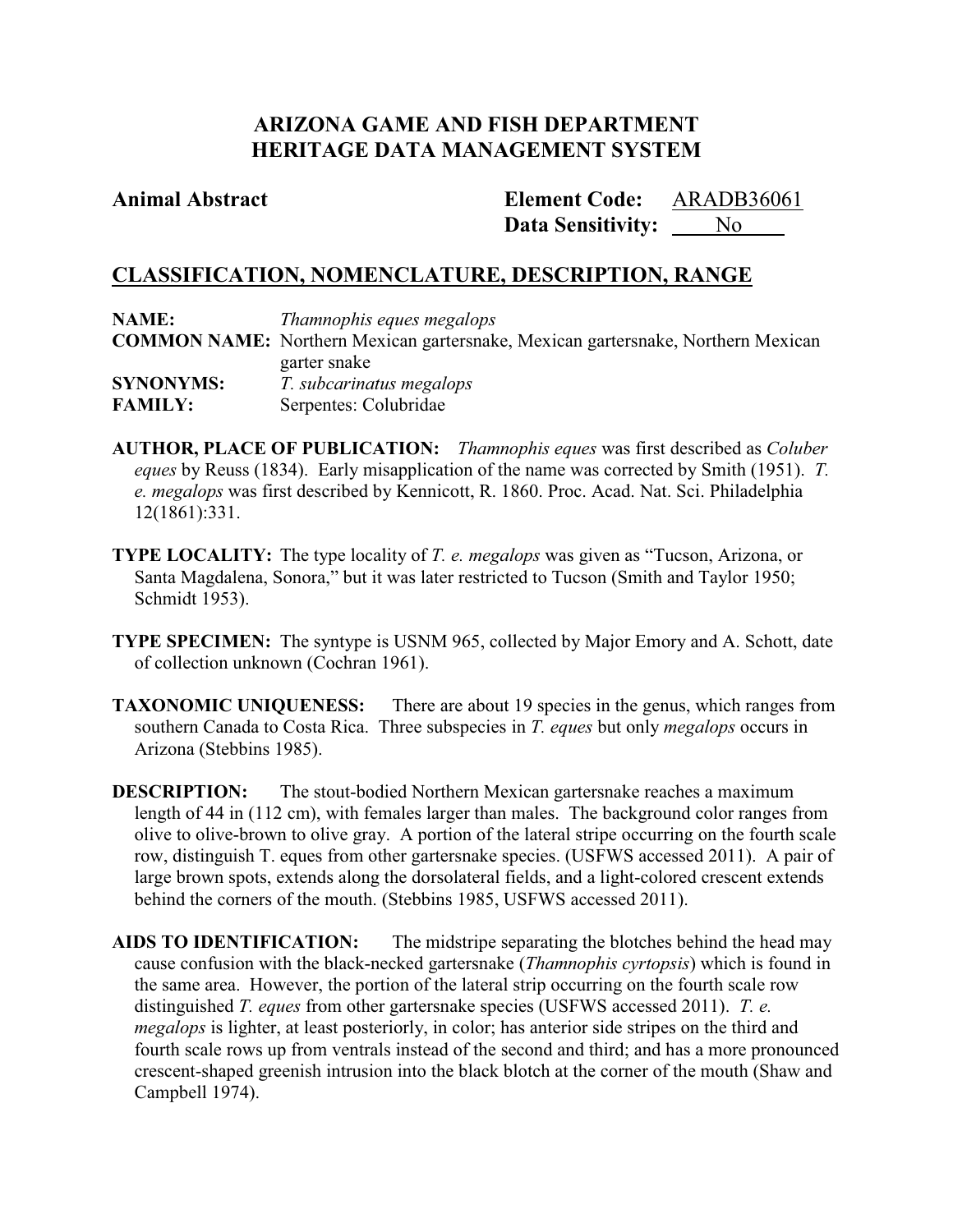# ARIZONA GAME AND FISH DEPARTMENT
# HERITAGE DATA MANAGEMENT SYSTEM

**Animal Abstract** **Element Code:** ARADB36061
**Data Sensitivity:** No

## CLASSIFICATION, NOMENCLATURE, DESCRIPTION, RANGE

**NAME:** *Thamnophis eques megalops*
**COMMON NAME:** Northern Mexican gartersnake, Mexican gartersnake, Northern Mexican garter snake
**SYNONYMS:** *T. subcarinatus megalops*
**FAMILY:** Serpentes: Colubridae

**AUTHOR, PLACE OF PUBLICATION:** *Thamnophis eques* was first described as *Coluber eques* by Reuss (1834). Early misapplication of the name was corrected by Smith (1951). *T. e. megalops* was first described by Kennicott, R. 1860. Proc. Acad. Nat. Sci. Philadelphia 12(1861):331.

**TYPE LOCALITY:** The type locality of *T. e. megalops* was given as "Tucson, Arizona, or Santa Magdalena, Sonora," but it was later restricted to Tucson (Smith and Taylor 1950; Schmidt 1953).

**TYPE SPECIMEN:** The syntype is USNM 965, collected by Major Emory and A. Schott, date of collection unknown (Cochran 1961).

**TAXONOMIC UNIQUENESS:** There are about 19 species in the genus, which ranges from southern Canada to Costa Rica. Three subspecies in *T. eques* but only *megalops* occurs in Arizona (Stebbins 1985).

**DESCRIPTION:** The stout-bodied Northern Mexican gartersnake reaches a maximum length of 44 in (112 cm), with females larger than males. The background color ranges from olive to olive-brown to olive gray. A portion of the lateral stripe occurring on the fourth scale row, distinguish T. eques from other gartersnake species. (USFWS accessed 2011). A pair of large brown spots, extends along the dorsolateral fields, and a light-colored crescent extends behind the corners of the mouth. (Stebbins 1985, USFWS accessed 2011).

**AIDS TO IDENTIFICATION:** The midstripe separating the blotches behind the head may cause confusion with the black-necked gartersnake (*Thamnophis cyrtopsis*) which is found in the same area. However, the portion of the lateral strip occurring on the fourth scale row distinguished *T. eques* from other gartersnake species (USFWS accessed 2011). *T. e. megalops* is lighter, at least posteriorly, in color; has anterior side stripes on the third and fourth scale rows up from ventrals instead of the second and third; and has a more pronounced crescent-shaped greenish intrusion into the black blotch at the corner of the mouth (Shaw and Campbell 1974).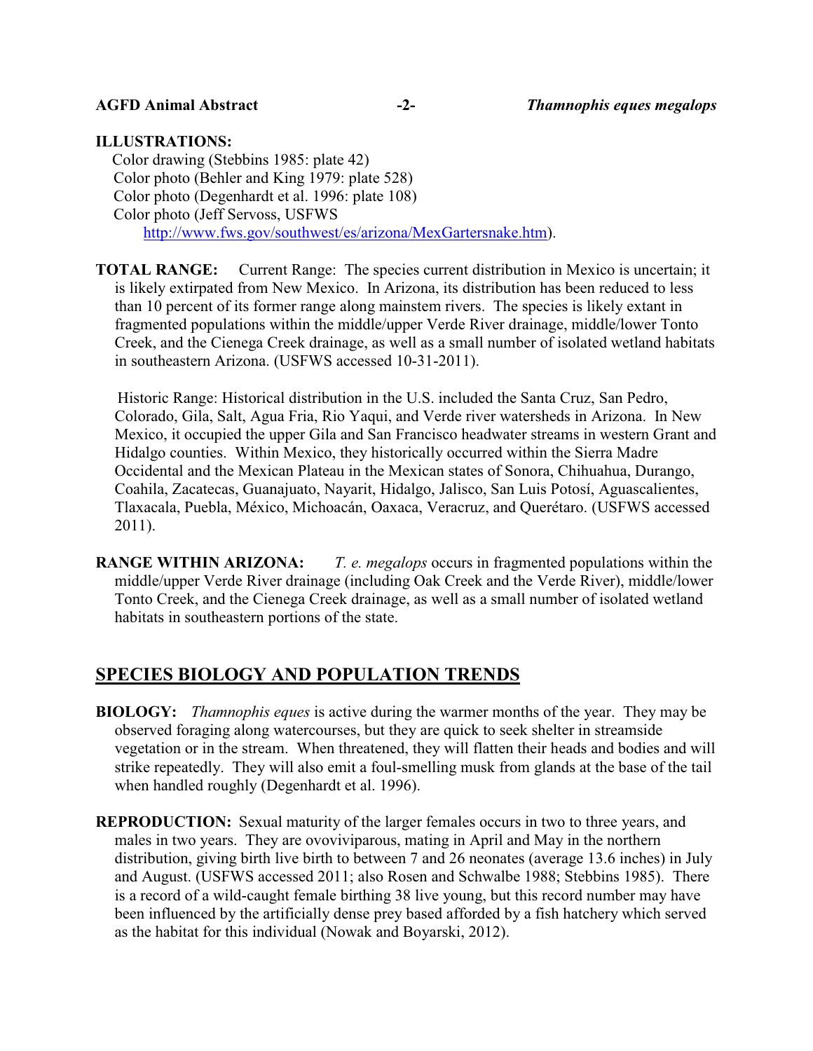**ILLUSTRATIONS:**
Color drawing (Stebbins 1985: plate 42)
Color photo (Behler and King 1979: plate 528)
Color photo (Degenhardt et al. 1996: plate 108)
Color photo (Jeff Servoss, USFWS
http://www.fws.gov/southwest/es/arizona/MexGartersnake.htm).

**TOTAL RANGE:** Current Range: The species current distribution in Mexico is uncertain; it is likely extirpated from New Mexico. In Arizona, its distribution has been reduced to less than 10 percent of its former range along mainstem rivers. The species is likely extant in fragmented populations within the middle/upper Verde River drainage, middle/lower Tonto Creek, and the Cienega Creek drainage, as well as a small number of isolated wetland habitats in southeastern Arizona. (USFWS accessed 10-31-2011).

Historic Range: Historical distribution in the U.S. included the Santa Cruz, San Pedro, Colorado, Gila, Salt, Agua Fria, Rio Yaqui, and Verde river watersheds in Arizona. In New Mexico, it occupied the upper Gila and San Francisco headwater streams in western Grant and Hidalgo counties. Within Mexico, they historically occurred within the Sierra Madre Occidental and the Mexican Plateau in the Mexican states of Sonora, Chihuahua, Durango, Coahila, Zacatecas, Guanajuato, Nayarit, Hidalgo, Jalisco, San Luis Potosí, Aguascalientes, Tlaxacala, Puebla, México, Michoacán, Oaxaca, Veracruz, and Querétaro. (USFWS accessed 2011).

**RANGE WITHIN ARIZONA:** *T. e. megalops* occurs in fragmented populations within the middle/upper Verde River drainage (including Oak Creek and the Verde River), middle/lower Tonto Creek, and the Cienega Creek drainage, as well as a small number of isolated wetland habitats in southeastern portions of the state.

## SPECIES BIOLOGY AND POPULATION TRENDS

**BIOLOGY:** *Thamnophis eques* is active during the warmer months of the year. They may be observed foraging along watercourses, but they are quick to seek shelter in streamside vegetation or in the stream. When threatened, they will flatten their heads and bodies and will strike repeatedly. They will also emit a foul-smelling musk from glands at the base of the tail when handled roughly (Degenhardt et al. 1996).

**REPRODUCTION:** Sexual maturity of the larger females occurs in two to three years, and males in two years. They are ovoviviparous, mating in April and May in the northern distribution, giving birth live birth to between 7 and 26 neonates (average 13.6 inches) in July and August. (USFWS accessed 2011; also Rosen and Schwalbe 1988; Stebbins 1985). There is a record of a wild-caught female birthing 38 live young, but this record number may have been influenced by the artificially dense prey based afforded by a fish hatchery which served as the habitat for this individual (Nowak and Boyarski, 2012).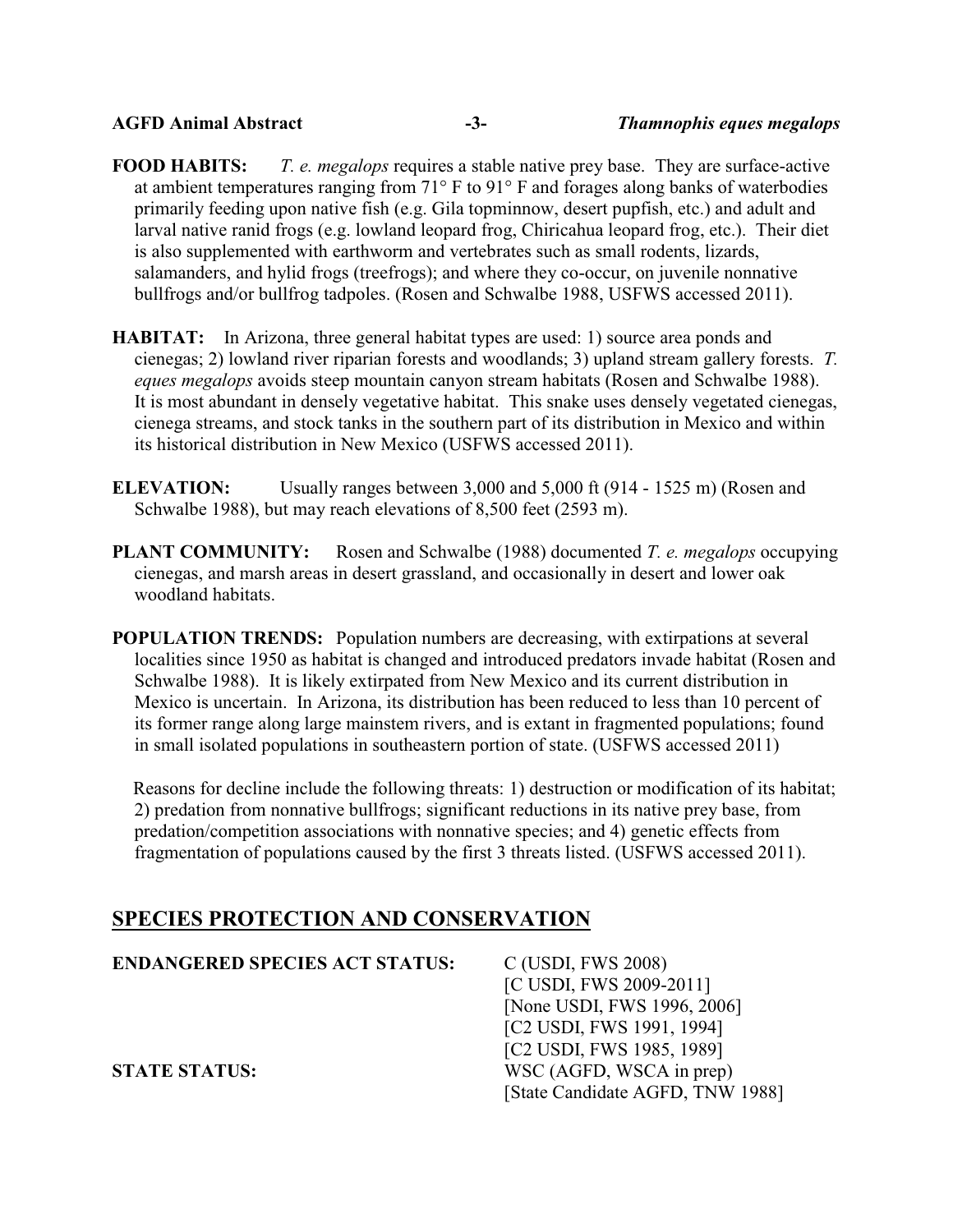**FOOD HABITS:** *T. e. megalops* requires a stable native prey base. They are surface-active at ambient temperatures ranging from 71° F to 91° F and forages along banks of waterbodies primarily feeding upon native fish (e.g. Gila topminnow, desert pupfish, etc.) and adult and larval native ranid frogs (e.g. lowland leopard frog, Chiricahua leopard frog, etc.). Their diet is also supplemented with earthworm and vertebrates such as small rodents, lizards, salamanders, and hylid frogs (treefrogs); and where they co-occur, on juvenile nonnative bullfrogs and/or bullfrog tadpoles. (Rosen and Schwalbe 1988, USFWS accessed 2011).

**HABITAT:** In Arizona, three general habitat types are used: 1) source area ponds and cienegas; 2) lowland river riparian forests and woodlands; 3) upland stream gallery forests. *T. eques megalops* avoids steep mountain canyon stream habitats (Rosen and Schwalbe 1988). It is most abundant in densely vegetative habitat. This snake uses densely vegetated cienegas, cienega streams, and stock tanks in the southern part of its distribution in Mexico and within its historical distribution in New Mexico (USFWS accessed 2011).

**ELEVATION:** Usually ranges between 3,000 and 5,000 ft (914 - 1525 m) (Rosen and Schwalbe 1988), but may reach elevations of 8,500 feet (2593 m).

**PLANT COMMUNITY:** Rosen and Schwalbe (1988) documented *T. e. megalops* occupying cienegas, and marsh areas in desert grassland, and occasionally in desert and lower oak woodland habitats.

**POPULATION TRENDS:** Population numbers are decreasing, with extirpations at several localities since 1950 as habitat is changed and introduced predators invade habitat (Rosen and Schwalbe 1988). It is likely extirpated from New Mexico and its current distribution in Mexico is uncertain. In Arizona, its distribution has been reduced to less than 10 percent of its former range along large mainstem rivers, and is extant in fragmented populations; found in small isolated populations in southeastern portion of state. (USFWS accessed 2011)

Reasons for decline include the following threats: 1) destruction or modification of its habitat; 2) predation from nonnative bullfrogs; significant reductions in its native prey base, from predation/competition associations with nonnative species; and 4) genetic effects from fragmentation of populations caused by the first 3 threats listed. (USFWS accessed 2011).

## SPECIES PROTECTION AND CONSERVATION

**ENDANGERED SPECIES ACT STATUS:** C (USDI, FWS 2008)
[C USDI, FWS 2009-2011]
[None USDI, FWS 1996, 2006]
[C2 USDI, FWS 1991, 1994]
[C2 USDI, FWS 1985, 1989]

**STATE STATUS:** WSC (AGFD, WSCA in prep)
[State Candidate AGFD, TNW 1988]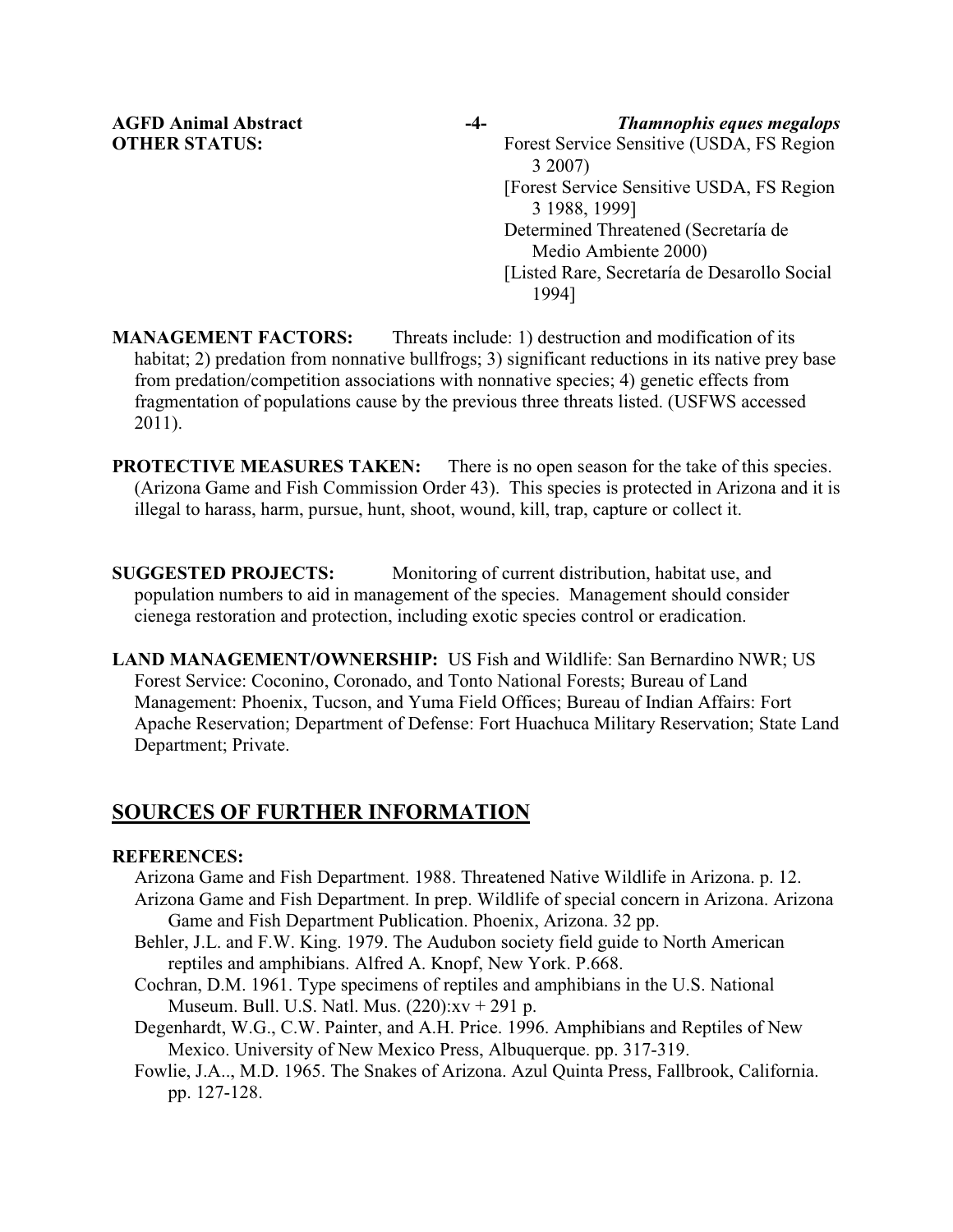**OTHER STATUS:** Forest Service Sensitive (USDA, FS Region 3 2007)
[Forest Service Sensitive USDA, FS Region 3 1988, 1999]
Determined Threatened (Secretaría de Medio Ambiente 2000)
[Listed Rare, Secretaría de Desarollo Social 1994]

**MANAGEMENT FACTORS:** Threats include: 1) destruction and modification of its habitat; 2) predation from nonnative bullfrogs; 3) significant reductions in its native prey base from predation/competition associations with nonnative species; 4) genetic effects from fragmentation of populations cause by the previous three threats listed. (USFWS accessed 2011).

**PROTECTIVE MEASURES TAKEN:** There is no open season for the take of this species. (Arizona Game and Fish Commission Order 43). This species is protected in Arizona and it is illegal to harass, harm, pursue, hunt, shoot, wound, kill, trap, capture or collect it.

**SUGGESTED PROJECTS:** Monitoring of current distribution, habitat use, and population numbers to aid in management of the species. Management should consider cienega restoration and protection, including exotic species control or eradication.

**LAND MANAGEMENT/OWNERSHIP:** US Fish and Wildlife: San Bernardino NWR; US Forest Service: Coconino, Coronado, and Tonto National Forests; Bureau of Land Management: Phoenix, Tucson, and Yuma Field Offices; Bureau of Indian Affairs: Fort Apache Reservation; Department of Defense: Fort Huachuca Military Reservation; State Land Department; Private.

## SOURCES OF FURTHER INFORMATION

**REFERENCES:**

Arizona Game and Fish Department. 1988. Threatened Native Wildlife in Arizona. p. 12.

Arizona Game and Fish Department. In prep. Wildlife of special concern in Arizona. Arizona Game and Fish Department Publication. Phoenix, Arizona. 32 pp.

Behler, J.L. and F.W. King. 1979. The Audubon society field guide to North American reptiles and amphibians. Alfred A. Knopf, New York. P.668.

Cochran, D.M. 1961. Type specimens of reptiles and amphibians in the U.S. National Museum. Bull. U.S. Natl. Mus. (220):xv + 291 p.

Degenhardt, W.G., C.W. Painter, and A.H. Price. 1996. Amphibians and Reptiles of New Mexico. University of New Mexico Press, Albuquerque. pp. 317-319.

Fowlie, J.A.., M.D. 1965. The Snakes of Arizona. Azul Quinta Press, Fallbrook, California. pp. 127-128.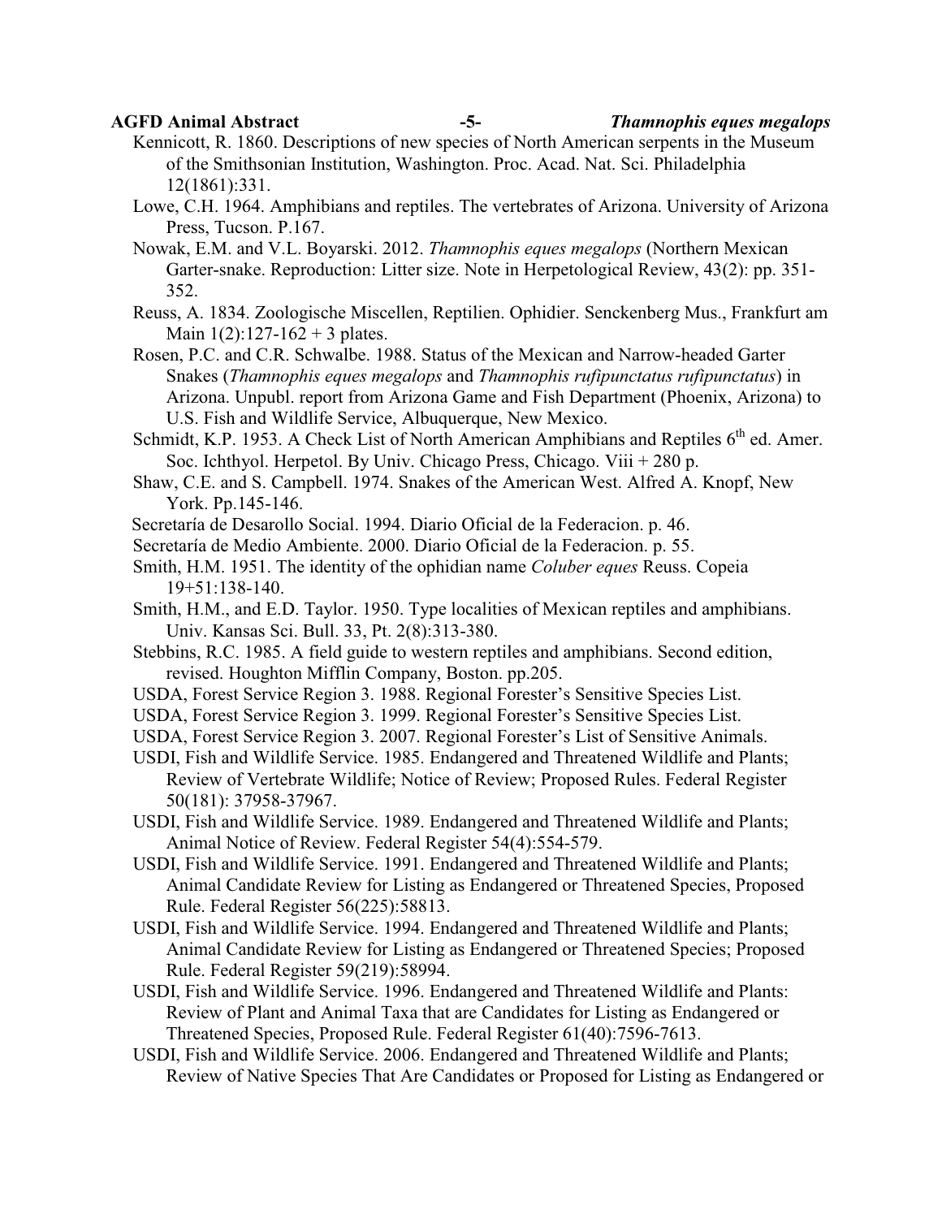Kennicott, R. 1860. Descriptions of new species of North American serpents in the Museum of the Smithsonian Institution, Washington. Proc. Acad. Nat. Sci. Philadelphia 12(1861):331.

Lowe, C.H. 1964. Amphibians and reptiles. The vertebrates of Arizona. University of Arizona Press, Tucson. P.167.

Nowak, E.M. and V.L. Boyarski. 2012. *Thamnophis eques megalops* (Northern Mexican Garter-snake. Reproduction: Litter size. Note in Herpetological Review, 43(2): pp. 351-352.

Reuss, A. 1834. Zoologische Miscellen, Reptilien. Ophidier. Senckenberg Mus., Frankfurt am Main 1(2):127-162 + 3 plates.

Rosen, P.C. and C.R. Schwalbe. 1988. Status of the Mexican and Narrow-headed Garter Snakes (*Thamnophis eques megalops* and *Thamnophis rufipunctatus rufipunctatus*) in Arizona. Unpubl. report from Arizona Game and Fish Department (Phoenix, Arizona) to U.S. Fish and Wildlife Service, Albuquerque, New Mexico.

Schmidt, K.P. 1953. A Check List of North American Amphibians and Reptiles 6th ed. Amer. Soc. Ichthyol. Herpetol. By Univ. Chicago Press, Chicago. Viii + 280 p.

Shaw, C.E. and S. Campbell. 1974. Snakes of the American West. Alfred A. Knopf, New York. Pp.145-146.

Secretaría de Desarollo Social. 1994. Diario Oficial de la Federacion. p. 46.

Secretaría de Medio Ambiente. 2000. Diario Oficial de la Federacion. p. 55.

Smith, H.M. 1951. The identity of the ophidian name *Coluber eques* Reuss. Copeia 19+51:138-140.

Smith, H.M., and E.D. Taylor. 1950. Type localities of Mexican reptiles and amphibians. Univ. Kansas Sci. Bull. 33, Pt. 2(8):313-380.

Stebbins, R.C. 1985. A field guide to western reptiles and amphibians. Second edition, revised. Houghton Mifflin Company, Boston. pp.205.

USDA, Forest Service Region 3. 1988. Regional Forester's Sensitive Species List.

USDA, Forest Service Region 3. 1999. Regional Forester's Sensitive Species List.

USDA, Forest Service Region 3. 2007. Regional Forester's List of Sensitive Animals.

USDI, Fish and Wildlife Service. 1985. Endangered and Threatened Wildlife and Plants; Review of Vertebrate Wildlife; Notice of Review; Proposed Rules. Federal Register 50(181): 37958-37967.

USDI, Fish and Wildlife Service. 1989. Endangered and Threatened Wildlife and Plants; Animal Notice of Review. Federal Register 54(4):554-579.

USDI, Fish and Wildlife Service. 1991. Endangered and Threatened Wildlife and Plants; Animal Candidate Review for Listing as Endangered or Threatened Species, Proposed Rule. Federal Register 56(225):58813.

USDI, Fish and Wildlife Service. 1994. Endangered and Threatened Wildlife and Plants; Animal Candidate Review for Listing as Endangered or Threatened Species; Proposed Rule. Federal Register 59(219):58994.

USDI, Fish and Wildlife Service. 1996. Endangered and Threatened Wildlife and Plants: Review of Plant and Animal Taxa that are Candidates for Listing as Endangered or Threatened Species, Proposed Rule. Federal Register 61(40):7596-7613.

USDI, Fish and Wildlife Service. 2006. Endangered and Threatened Wildlife and Plants; Review of Native Species That Are Candidates or Proposed for Listing as Endangered or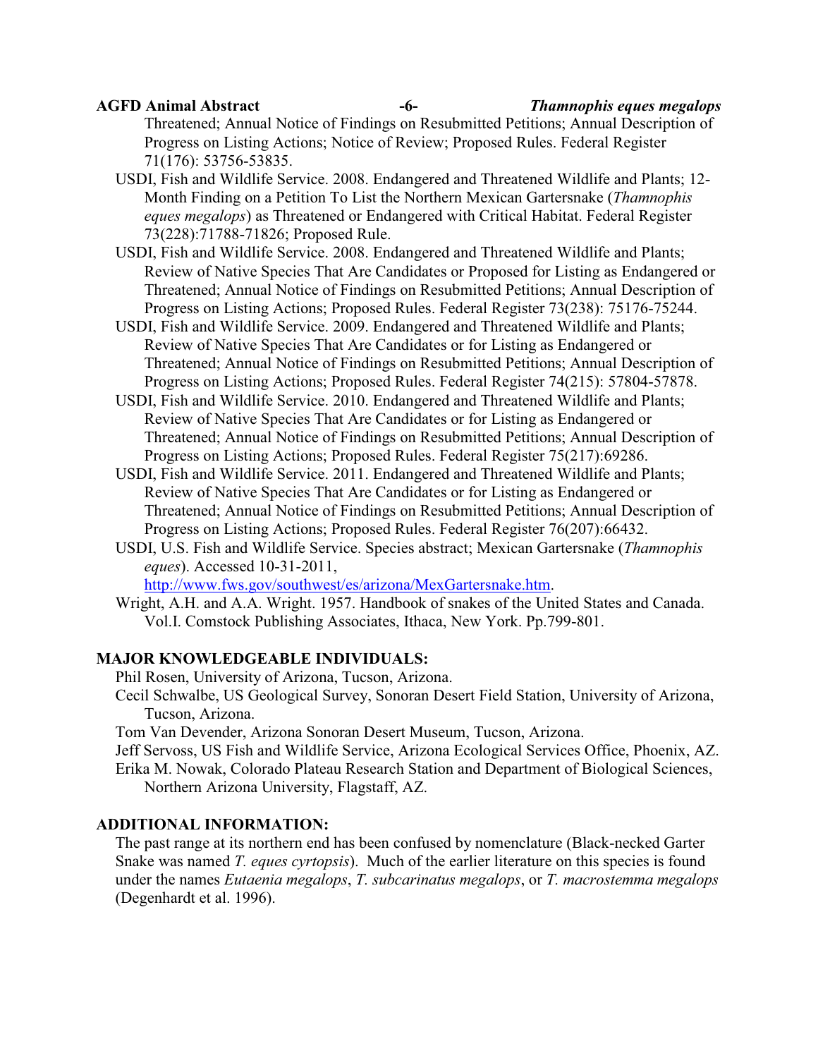Threatened; Annual Notice of Findings on Resubmitted Petitions; Annual Description of Progress on Listing Actions; Notice of Review; Proposed Rules. Federal Register 71(176): 53756-53835.

USDI, Fish and Wildlife Service. 2008. Endangered and Threatened Wildlife and Plants; 12-Month Finding on a Petition To List the Northern Mexican Gartersnake (*Thamnophis eques megalops*) as Threatened or Endangered with Critical Habitat. Federal Register 73(228):71788-71826; Proposed Rule.

USDI, Fish and Wildlife Service. 2008. Endangered and Threatened Wildlife and Plants; Review of Native Species That Are Candidates or Proposed for Listing as Endangered or Threatened; Annual Notice of Findings on Resubmitted Petitions; Annual Description of Progress on Listing Actions; Proposed Rules. Federal Register 73(238): 75176-75244.

USDI, Fish and Wildlife Service. 2009. Endangered and Threatened Wildlife and Plants; Review of Native Species That Are Candidates or for Listing as Endangered or Threatened; Annual Notice of Findings on Resubmitted Petitions; Annual Description of Progress on Listing Actions; Proposed Rules. Federal Register 74(215): 57804-57878.

USDI, Fish and Wildlife Service. 2010. Endangered and Threatened Wildlife and Plants; Review of Native Species That Are Candidates or for Listing as Endangered or Threatened; Annual Notice of Findings on Resubmitted Petitions; Annual Description of Progress on Listing Actions; Proposed Rules. Federal Register 75(217):69286.

USDI, Fish and Wildlife Service. 2011. Endangered and Threatened Wildlife and Plants; Review of Native Species That Are Candidates or for Listing as Endangered or Threatened; Annual Notice of Findings on Resubmitted Petitions; Annual Description of Progress on Listing Actions; Proposed Rules. Federal Register 76(207):66432.

USDI, U.S. Fish and Wildlife Service. Species abstract; Mexican Gartersnake (*Thamnophis eques*). Accessed 10-31-2011, http://www.fws.gov/southwest/es/arizona/MexGartersnake.htm.

Wright, A.H. and A.A. Wright. 1957. Handbook of snakes of the United States and Canada. Vol.I. Comstock Publishing Associates, Ithaca, New York. Pp.799-801.

## MAJOR KNOWLEDGEABLE INDIVIDUALS:

Phil Rosen, University of Arizona, Tucson, Arizona.

Cecil Schwalbe, US Geological Survey, Sonoran Desert Field Station, University of Arizona, Tucson, Arizona.

Tom Van Devender, Arizona Sonoran Desert Museum, Tucson, Arizona.

Jeff Servoss, US Fish and Wildlife Service, Arizona Ecological Services Office, Phoenix, AZ.

Erika M. Nowak, Colorado Plateau Research Station and Department of Biological Sciences, Northern Arizona University, Flagstaff, AZ.

## ADDITIONAL INFORMATION:

The past range at its northern end has been confused by nomenclature (Black-necked Garter Snake was named *T. eques cyrtopsis*). Much of the earlier literature on this species is found under the names *Eutaenia megalops*, *T. subcarinatus megalops*, or *T. macrostemma megalops* (Degenhardt et al. 1996).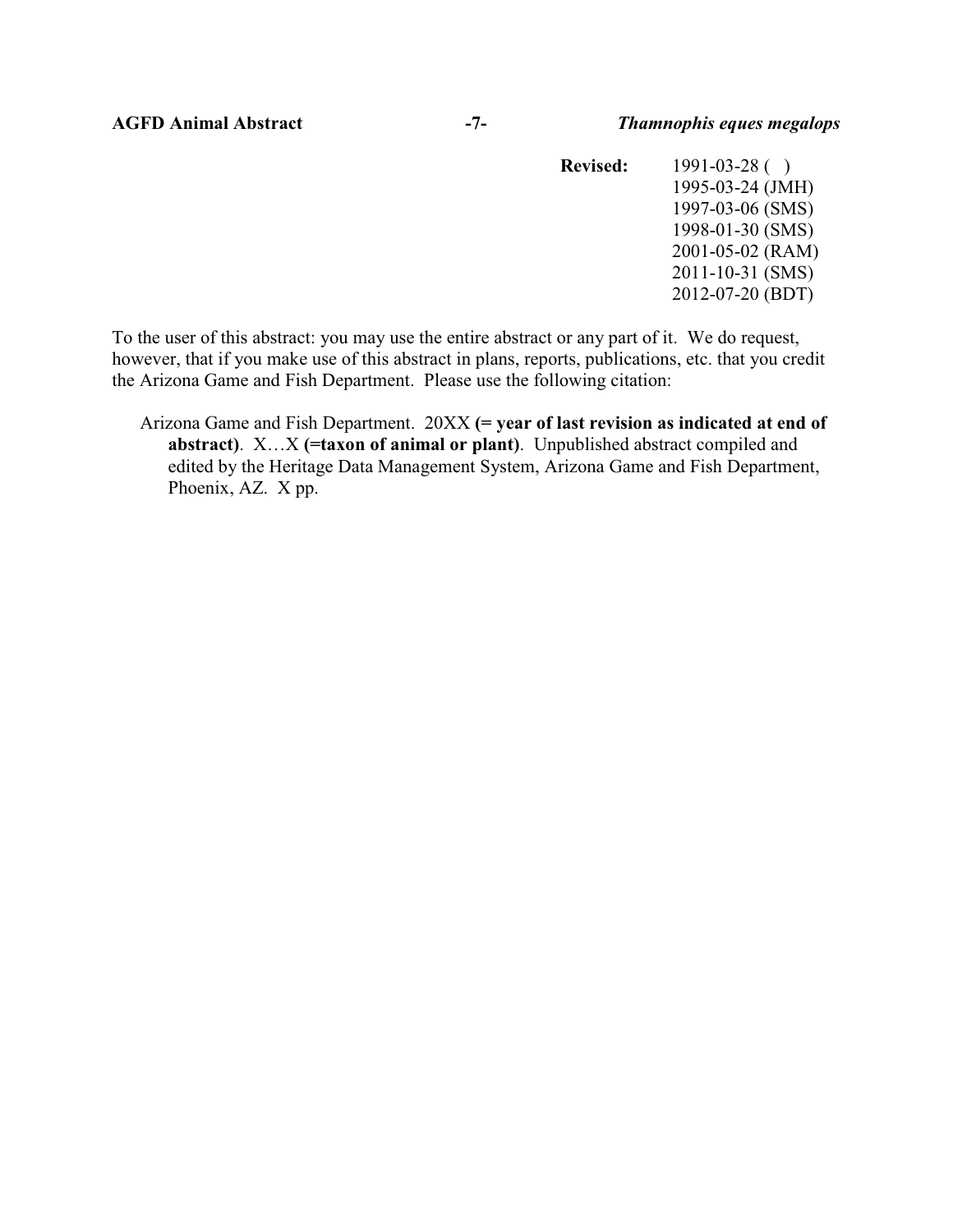**Revised:** 1991-03-28 ( )
1995-03-24 (JMH)
1997-03-06 (SMS)
1998-01-30 (SMS)
2001-05-02 (RAM)
2011-10-31 (SMS)
2012-07-20 (BDT)

To the user of this abstract: you may use the entire abstract or any part of it. We do request, however, that if you make use of this abstract in plans, reports, publications, etc. that you credit the Arizona Game and Fish Department. Please use the following citation:

> Arizona Game and Fish Department. 20XX **(= year of last revision as indicated at end of abstract)**. X…X **(=taxon of animal or plant)**. Unpublished abstract compiled and edited by the Heritage Data Management System, Arizona Game and Fish Department, Phoenix, AZ. X pp.